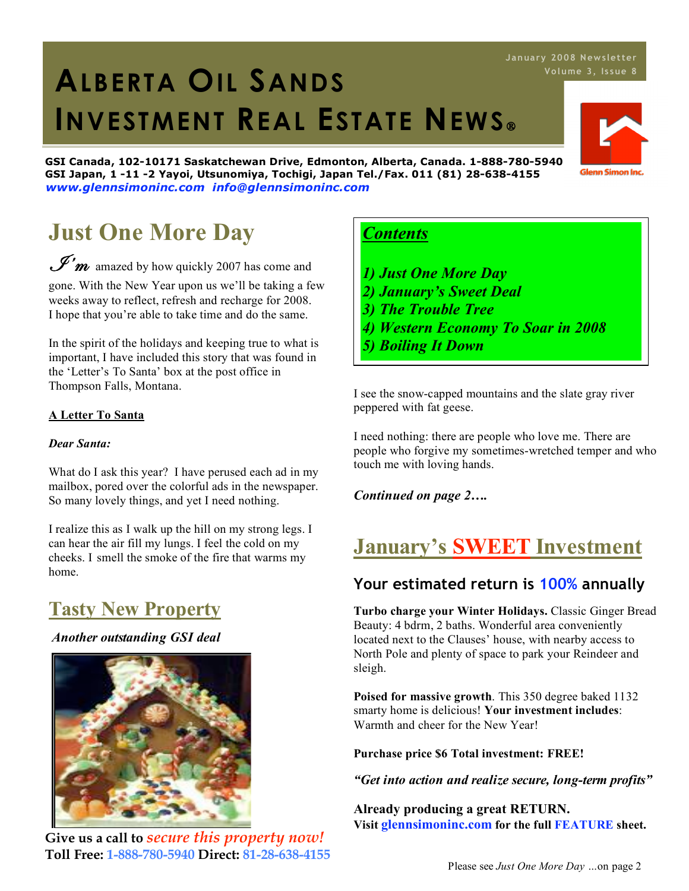January 2008 Newsletter
Volume 3, Issue 8

# ALBERTA OIL SANDS INVESTMENT REAL ESTATE NEWS®

**GSI Canada, 102-10171 Saskatchewan Drive, Edmonton, Alberta, Canada. 1-888-780-5940**
**GSI Japan, 1 -11 -2 Yayoi, Utsunomiya, Tochigi, Japan Tel./Fax. 011 (81) 28-638-4155**
***www.glennsimoninc.com info@glennsimoninc.com***

Glenn Simon Inc.

## Just One More Day

I'm amazed by how quickly 2007 has come and gone. With the New Year upon us we'll be taking a few weeks away to reflect, refresh and recharge for 2008. I hope that you're able to take time and do the same.

In the spirit of the holidays and keeping true to what is important, I have included this story that was found in the 'Letter's To Santa' box at the post office in Thompson Falls, Montana.

**A Letter To Santa**

***Dear Santa:***

What do I ask this year? I have perused each ad in my mailbox, pored over the colorful ads in the newspaper. So many lovely things, and yet I need nothing.

I realize this as I walk up the hill on my strong legs. I can hear the air fill my lungs. I feel the cold on my cheeks. I smell the smoke of the fire that warms my home.

I see the snow-capped mountains and the slate gray river peppered with fat geese.

I need nothing: there are people who love me. There are people who forgive my sometimes-wretched temper and who touch me with loving hands.

***Continued on page 2….***

## Contents

*1) Just One More Day*
*2) January's Sweet Deal*
*3) The Trouble Tree*
*4) Western Economy To Soar in 2008*
*5) Boiling It Down*

## Tasty New Property

***Another outstanding GSI deal***

**Give us a call to** ***secure this property now!***
**Toll Free: 1-888-780-5940 Direct: 81-28-638-4155**

## January's SWEET Investment

### Your estimated return is 100% annually

**Turbo charge your Winter Holidays.** Classic Ginger Bread Beauty: 4 bdrm, 2 baths. Wonderful area conveniently located next to the Clauses' house, with nearby access to North Pole and plenty of space to park your Reindeer and sleigh.

**Poised for massive growth**. This 350 degree baked 1132 smarty home is delicious! **Your investment includes**: Warmth and cheer for the New Year!

**Purchase price $6 Total investment: FREE!**

***"Get into action and realize secure, long-term profits"***

**Already producing a great RETURN.**
**Visit glennsimoninc.com for the full FEATURE sheet.**

Please see *Just One More Day* ...on page 2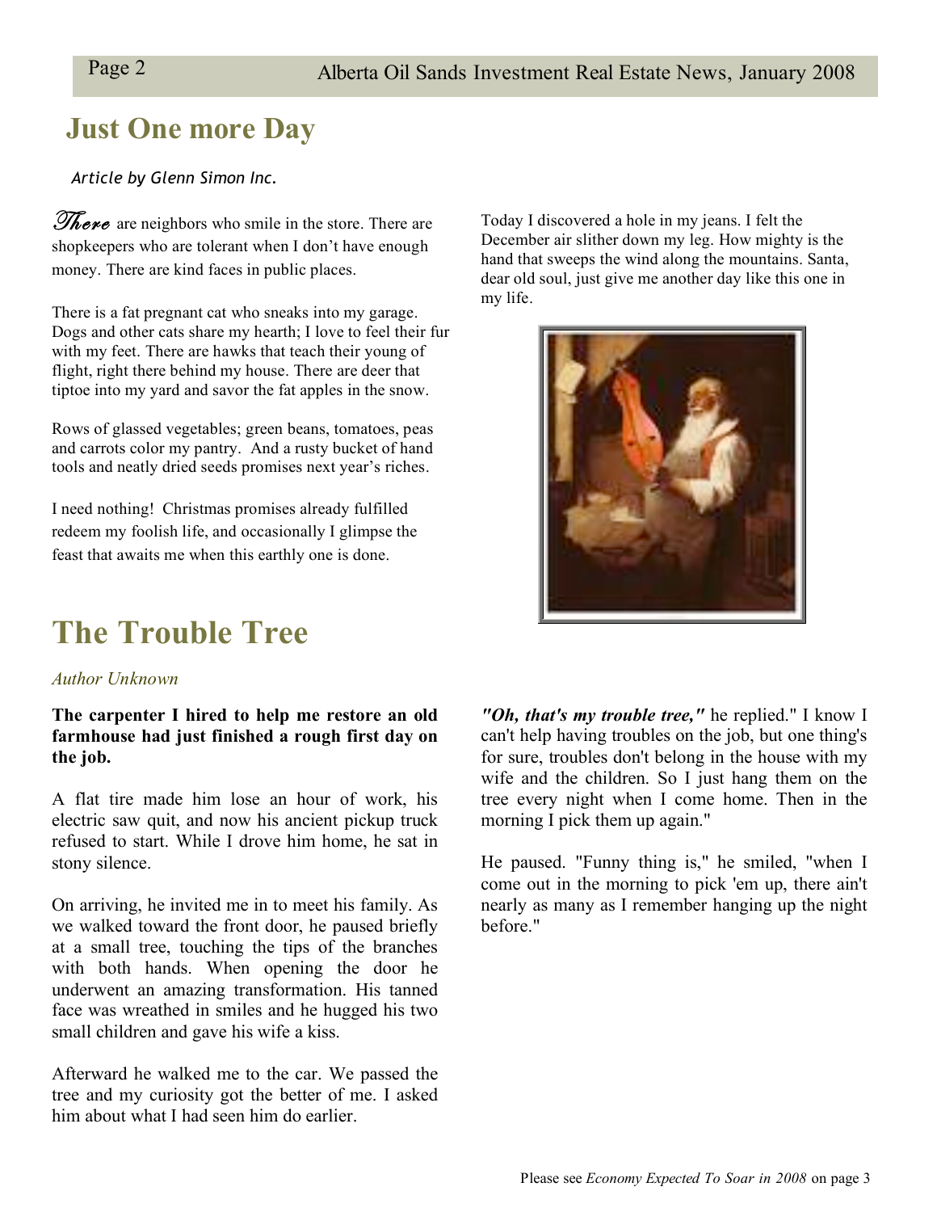## Just One more Day

*Article by Glenn Simon Inc.*

There are neighbors who smile in the store. There are shopkeepers who are tolerant when I don't have enough money. There are kind faces in public places.

There is a fat pregnant cat who sneaks into my garage. Dogs and other cats share my hearth; I love to feel their fur with my feet. There are hawks that teach their young of flight, right there behind my house. There are deer that tiptoe into my yard and savor the fat apples in the snow.

Rows of glassed vegetables; green beans, tomatoes, peas and carrots color my pantry. And a rusty bucket of hand tools and neatly dried seeds promises next year's riches.

I need nothing! Christmas promises already fulfilled redeem my foolish life, and occasionally I glimpse the feast that awaits me when this earthly one is done.

Today I discovered a hole in my jeans. I felt the December air slither down my leg. How mighty is the hand that sweeps the wind along the mountains. Santa, dear old soul, just give me another day like this one in my life.

## The Trouble Tree

*Author Unknown*

**The carpenter I hired to help me restore an old farmhouse had just finished a rough first day on the job.**

A flat tire made him lose an hour of work, his electric saw quit, and now his ancient pickup truck refused to start. While I drove him home, he sat in stony silence.

On arriving, he invited me in to meet his family. As we walked toward the front door, he paused briefly at a small tree, touching the tips of the branches with both hands. When opening the door he underwent an amazing transformation. His tanned face was wreathed in smiles and he hugged his two small children and gave his wife a kiss.

Afterward he walked me to the car. We passed the tree and my curiosity got the better of me. I asked him about what I had seen him do earlier.

***"Oh, that's my trouble tree,"*** he replied." I know I can't help having troubles on the job, but one thing's for sure, troubles don't belong in the house with my wife and the children. So I just hang them on the tree every night when I come home. Then in the morning I pick them up again."

He paused. "Funny thing is," he smiled, "when I come out in the morning to pick 'em up, there ain't nearly as many as I remember hanging up the night before."

Please see *Economy Expected To Soar in 2008* on page 3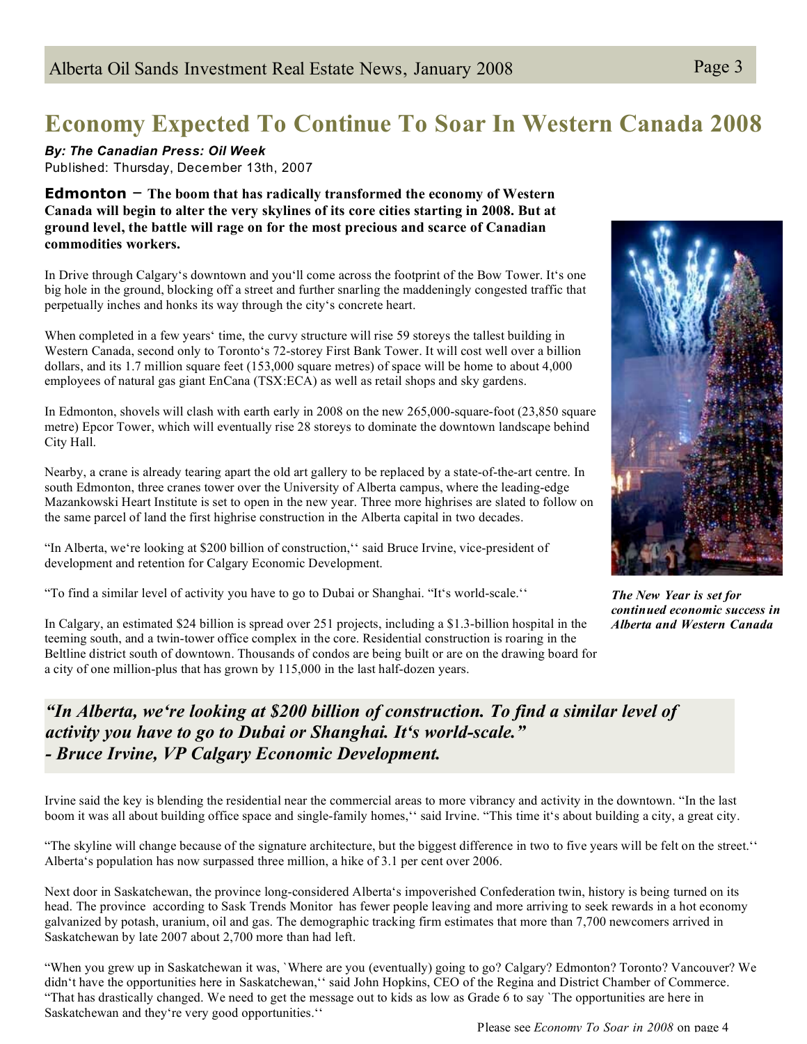# Economy Expected To Continue To Soar In Western Canada 2008

***By: The Canadian Press: Oil Week***
Published: Thursday, December 13th, 2007

**Edmonton – The boom that has radically transformed the economy of Western Canada will begin to alter the very skylines of its core cities starting in 2008. But at ground level, the battle will rage on for the most precious and scarce of Canadian commodities workers.**

In Drive through Calgary's downtown and you'll come across the footprint of the Bow Tower. It's one big hole in the ground, blocking off a street and further snarling the maddeningly congested traffic that perpetually inches and honks its way through the city's concrete heart.

When completed in a few years' time, the curvy structure will rise 59 storeys the tallest building in Western Canada, second only to Toronto's 72-storey First Bank Tower. It will cost well over a billion dollars, and its 1.7 million square feet (153,000 square metres) of space will be home to about 4,000 employees of natural gas giant EnCana (TSX:ECA) as well as retail shops and sky gardens.

In Edmonton, shovels will clash with earth early in 2008 on the new 265,000-square-foot (23,850 square metre) Epcor Tower, which will eventually rise 28 storeys to dominate the downtown landscape behind City Hall.

Nearby, a crane is already tearing apart the old art gallery to be replaced by a state-of-the-art centre. In south Edmonton, three cranes tower over the University of Alberta campus, where the leading-edge Mazankowski Heart Institute is set to open in the new year. Three more highrises are slated to follow on the same parcel of land the first highrise construction in the Alberta capital in two decades.

"In Alberta, we're looking at $200 billion of construction,'' said Bruce Irvine, vice-president of development and retention for Calgary Economic Development.

"To find a similar level of activity you have to go to Dubai or Shanghai. "It's world-scale.''

In Calgary, an estimated $24 billion is spread over 251 projects, including a $1.3-billion hospital in the teeming south, and a twin-tower office complex in the core. Residential construction is roaring in the Beltline district south of downtown. Thousands of condos are being built or are on the drawing board for a city of one million-plus that has grown by 115,000 in the last half-dozen years.

***The New Year is set for continued economic success in Alberta and Western Canada***

> ***"In Alberta, we're looking at $200 billion of construction. To find a similar level of activity you have to go to Dubai or Shanghai. It's world-scale."***
> ***- Bruce Irvine, VP Calgary Economic Development.***

Irvine said the key is blending the residential near the commercial areas to more vibrancy and activity in the downtown. "In the last boom it was all about building office space and single-family homes,'' said Irvine. "This time it's about building a city, a great city.

"The skyline will change because of the signature architecture, but the biggest difference in two to five years will be felt on the street.'' Alberta's population has now surpassed three million, a hike of 3.1 per cent over 2006.

Next door in Saskatchewan, the province long-considered Alberta's impoverished Confederation twin, history is being turned on its head. The province according to Sask Trends Monitor has fewer people leaving and more arriving to seek rewards in a hot economy galvanized by potash, uranium, oil and gas. The demographic tracking firm estimates that more than 7,700 newcomers arrived in Saskatchewan by late 2007 about 2,700 more than had left.

"When you grew up in Saskatchewan it was, `Where are you (eventually) going to go? Calgary? Edmonton? Toronto? Vancouver? We didn't have the opportunities here in Saskatchewan,'' said John Hopkins, CEO of the Regina and District Chamber of Commerce. "That has drastically changed. We need to get the message out to kids as low as Grade 6 to say `The opportunities are here in Saskatchewan and they're very good opportunities.''

Please see *Economy To Soar in 2008* on page 4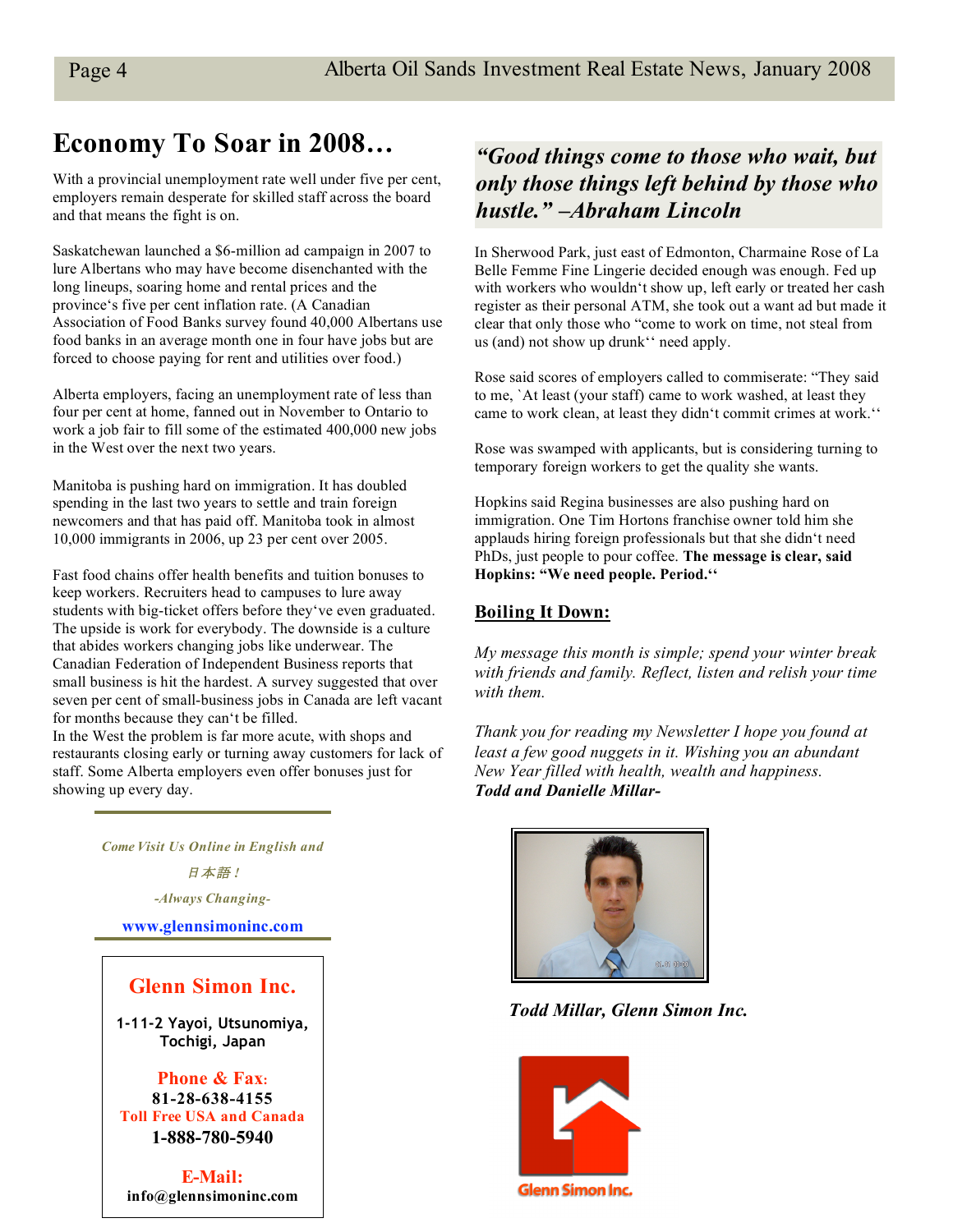# Economy To Soar in 2008…

With a provincial unemployment rate well under five per cent, employers remain desperate for skilled staff across the board and that means the fight is on.

Saskatchewan launched a $6-million ad campaign in 2007 to lure Albertans who may have become disenchanted with the long lineups, soaring home and rental prices and the province's five per cent inflation rate. (A Canadian Association of Food Banks survey found 40,000 Albertans use food banks in an average month one in four have jobs but are forced to choose paying for rent and utilities over food.)

Alberta employers, facing an unemployment rate of less than four per cent at home, fanned out in November to Ontario to work a job fair to fill some of the estimated 400,000 new jobs in the West over the next two years.

Manitoba is pushing hard on immigration. It has doubled spending in the last two years to settle and train foreign newcomers and that has paid off. Manitoba took in almost 10,000 immigrants in 2006, up 23 per cent over 2005.

Fast food chains offer health benefits and tuition bonuses to keep workers. Recruiters head to campuses to lure away students with big-ticket offers before they've even graduated. The upside is work for everybody. The downside is a culture that abides workers changing jobs like underwear. The Canadian Federation of Independent Business reports that small business is hit the hardest. A survey suggested that over seven per cent of small-business jobs in Canada are left vacant for months because they can't be filled.
In the West the problem is far more acute, with shops and restaurants closing early or turning away customers for lack of staff. Some Alberta employers even offer bonuses just for showing up every day.

*Come Visit Us Online in English and 日本語！*

*-Always Changing-*

**www.glennsimoninc.com**

**Glenn Simon Inc.**

1-11-2 Yayoi, Utsunomiya, Tochigi, Japan

**Phone & Fax:**
81-28-638-4155
**Toll Free USA and Canada**
1-888-780-5940

**E-Mail:**
info@glennsimoninc.com

***"Good things come to those who wait, but only those things left behind by those who hustle." –Abraham Lincoln***

In Sherwood Park, just east of Edmonton, Charmaine Rose of La Belle Femme Fine Lingerie decided enough was enough. Fed up with workers who wouldn't show up, left early or treated her cash register as their personal ATM, she took out a want ad but made it clear that only those who "come to work on time, not steal from us (and) not show up drunk'' need apply.

Rose said scores of employers called to commiserate: "They said to me, `At least (your staff) came to work washed, at least they came to work clean, at least they didn't commit crimes at work.''

Rose was swamped with applicants, but is considering turning to temporary foreign workers to get the quality she wants.

Hopkins said Regina businesses are also pushing hard on immigration. One Tim Hortons franchise owner told him she applauds hiring foreign professionals but that she didn't need PhDs, just people to pour coffee. **The message is clear, said Hopkins: "We need people. Period.''**

## Boiling It Down:

*My message this month is simple; spend your winter break with friends and family. Reflect, listen and relish your time with them.*

*Thank you for reading my Newsletter I hope you found at least a few good nuggets in it. Wishing you an abundant New Year filled with health, wealth and happiness.*
***Todd and Danielle Millar-***

***Todd Millar, Glenn Simon Inc.***

Glenn Simon Inc.